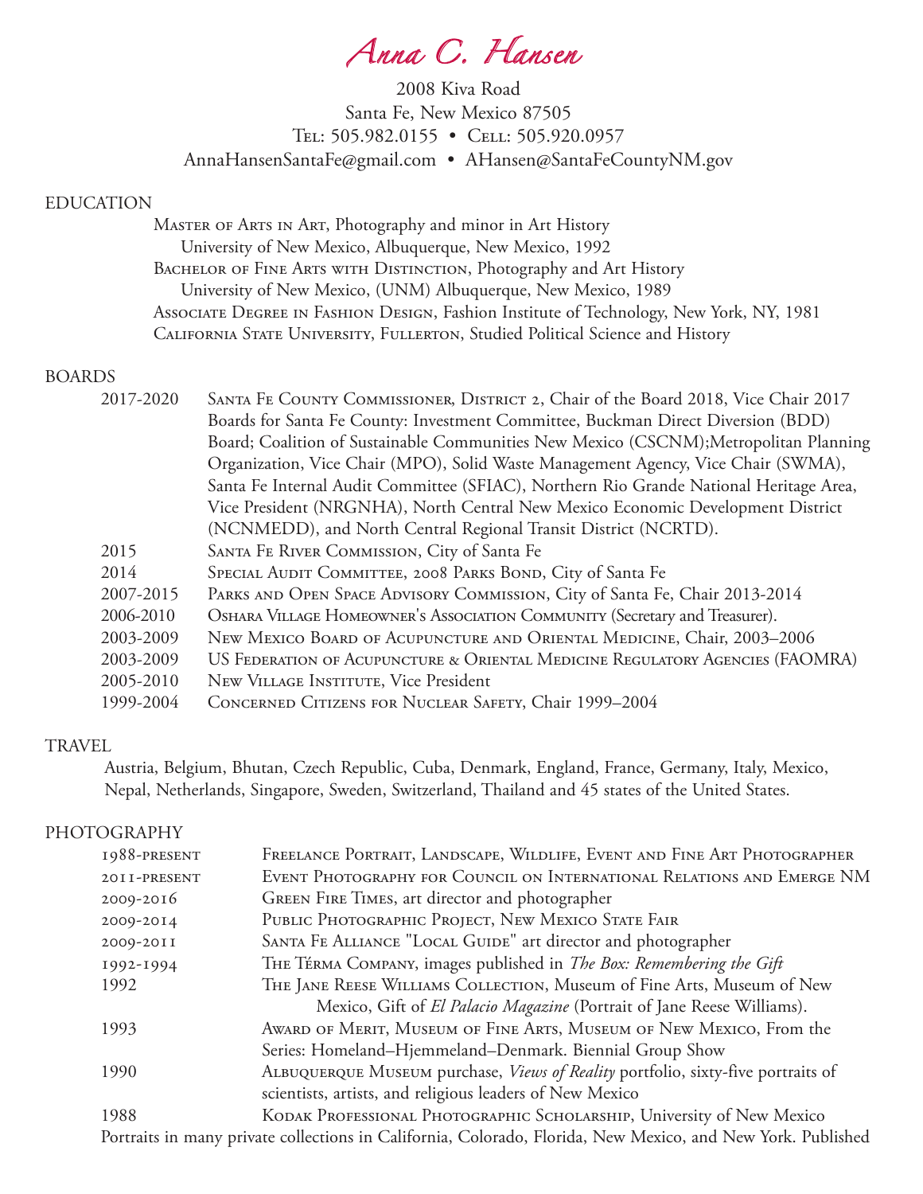# Anna C. Hansen

2008 Kiva Road
Santa Fe, New Mexico 87505
Tel: 505.982.0155 • Cell: 505.920.0957
AnnaHansenSantaFe@gmail.com • AHansen@SantaFeCountyNM.gov

## EDUCATION

Master of Arts in Art, Photography and minor in Art History
University of New Mexico, Albuquerque, New Mexico, 1992
Bachelor of Fine Arts with Distinction, Photography and Art History
University of New Mexico, (UNM) Albuquerque, New Mexico, 1989
Associate Degree in Fashion Design, Fashion Institute of Technology, New York, NY, 1981
California State University, Fullerton, Studied Political Science and History

## BOARDS

| | |
|---|---|
| 2017-2020 | Santa Fe County Commissioner, District 2, Chair of the Board 2018, Vice Chair 2017 Boards for Santa Fe County: Investment Committee, Buckman Direct Diversion (BDD) Board; Coalition of Sustainable Communities New Mexico (CSCNM);Metropolitan Planning Organization, Vice Chair (MPO), Solid Waste Management Agency, Vice Chair (SWMA), Santa Fe Internal Audit Committee (SFIAC), Northern Rio Grande National Heritage Area, Vice President (NRGNHA), North Central New Mexico Economic Development District (NCNMEDD), and North Central Regional Transit District (NCRTD). |
| 2015 | Santa Fe River Commission, City of Santa Fe |
| 2014 | Special Audit Committee, 2008 Parks Bond, City of Santa Fe |
| 2007-2015 | Parks and Open Space Advisory Commission, City of Santa Fe, Chair 2013-2014 |
| 2006-2010 | Oshara Village Homeowner's Association Community (Secretary and Treasurer). |
| 2003-2009 | New Mexico Board of Acupuncture and Oriental Medicine, Chair, 2003–2006 |
| 2003-2009 | US Federation of Acupuncture & Oriental Medicine Regulatory Agencies (FAOMRA) |
| 2005-2010 | New Village Institute, Vice President |
| 1999-2004 | Concerned Citizens for Nuclear Safety, Chair 1999–2004 |

## TRAVEL

Austria, Belgium, Bhutan, Czech Republic, Cuba, Denmark, England, France, Germany, Italy, Mexico, Nepal, Netherlands, Singapore, Sweden, Switzerland, Thailand and 45 states of the United States.

## PHOTOGRAPHY

| | |
|---|---|
| 1988-present | Freelance Portrait, Landscape, Wildlife, Event and Fine Art Photographer |
| 2011-present | Event Photography for Council on International Relations and Emerge NM |
| 2009-2016 | Green Fire Times, art director and photographer |
| 2009-2014 | Public Photographic Project, New Mexico State Fair |
| 2009-2011 | Santa Fe Alliance "Local Guide" art director and photographer |
| 1992-1994 | The Térma Company, images published in *The Box: Remembering the Gift* |
| 1992 | The Jane Reese Williams Collection, Museum of Fine Arts, Museum of New Mexico, Gift of *El Palacio Magazine* (Portrait of Jane Reese Williams). |
| 1993 | Award of Merit, Museum of Fine Arts, Museum of New Mexico, From the Series: Homeland–Hjemmeland–Denmark. Biennial Group Show |
| 1990 | Albuquerque Museum purchase, *Views of Reality* portfolio, sixty-five portraits of scientists, artists, and religious leaders of New Mexico |
| 1988 | Kodak Professional Photographic Scholarship, University of New Mexico |

Portraits in many private collections in California, Colorado, Florida, New Mexico, and New York. Published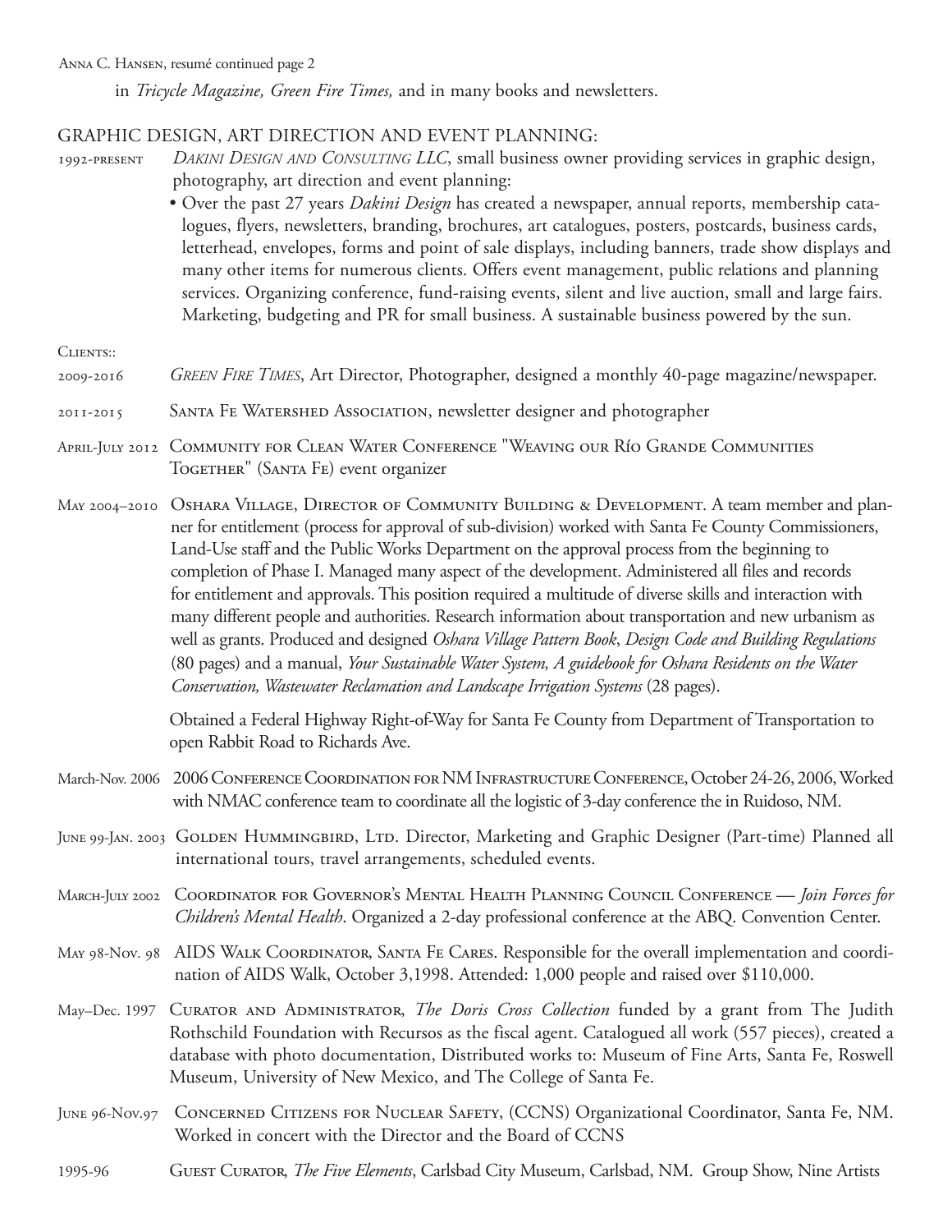in *Tricycle Magazine, Green Fire Times,* and in many books and newsletters.

## GRAPHIC DESIGN, ART DIRECTION AND EVENT PLANNING:

1992-PRESENT *DAKINI DESIGN AND CONSULTING LLC*, small business owner providing services in graphic design, photography, art direction and event planning:

- Over the past 27 years *Dakini Design* has created a newspaper, annual reports, membership catalogues, flyers, newsletters, branding, brochures, art catalogues, posters, postcards, business cards, letterhead, envelopes, forms and point of sale displays, including banners, trade show displays and many other items for numerous clients. Offers event management, public relations and planning services. Organizing conference, fund-raising events, silent and live auction, small and large fairs. Marketing, budgeting and PR for small business. A sustainable business powered by the sun.

CLIENTS::

2009-2016 *GREEN FIRE TIMES*, Art Director, Photographer, designed a monthly 40-page magazine/newspaper.

2011-2015 SANTA FE WATERSHED ASSOCIATION, newsletter designer and photographer

APRIL-JULY 2012 COMMUNITY FOR CLEAN WATER CONFERENCE "WEAVING OUR RÍO GRANDE COMMUNITIES TOGETHER" (SANTA FE) event organizer

MAY 2004–2010 OSHARA VILLAGE, DIRECTOR OF COMMUNITY BUILDING & DEVELOPMENT. A team member and planner for entitlement (process for approval of sub-division) worked with Santa Fe County Commissioners, Land-Use staff and the Public Works Department on the approval process from the beginning to completion of Phase I. Managed many aspect of the development. Administered all files and records for entitlement and approvals. This position required a multitude of diverse skills and interaction with many different people and authorities. Research information about transportation and new urbanism as well as grants. Produced and designed *Oshara Village Pattern Book*, *Design Code and Building Regulations* (80 pages) and a manual, *Your Sustainable Water System, A guidebook for Oshara Residents on the Water Conservation, Wastewater Reclamation and Landscape Irrigation Systems* (28 pages).

Obtained a Federal Highway Right-of-Way for Santa Fe County from Department of Transportation to open Rabbit Road to Richards Ave.

March-Nov. 2006 2006 CONFERENCE COORDINATION FOR NM INFRASTRUCTURE CONFERENCE, October 24-26, 2006, Worked with NMAC conference team to coordinate all the logistic of 3-day conference the in Ruidoso, NM.

JUNE 99-JAN. 2003 GOLDEN HUMMINGBIRD, LTD. Director, Marketing and Graphic Designer (Part-time) Planned all international tours, travel arrangements, scheduled events.

MARCH-JULY 2002 COORDINATOR FOR GOVERNOR'S MENTAL HEALTH PLANNING COUNCIL CONFERENCE — *Join Forces for Children's Mental Health*. Organized a 2-day professional conference at the ABQ. Convention Center.

MAY 98-NOV. 98 AIDS WALK COORDINATOR, SANTA FE CARES. Responsible for the overall implementation and coordination of AIDS Walk, October 3,1998. Attended: 1,000 people and raised over $110,000.

May–Dec. 1997 CURATOR AND ADMINISTRATOR, *The Doris Cross Collection* funded by a grant from The Judith Rothschild Foundation with Recursos as the fiscal agent. Catalogued all work (557 pieces), created a database with photo documentation, Distributed works to: Museum of Fine Arts, Santa Fe, Roswell Museum, University of New Mexico, and The College of Santa Fe.

JUNE 96-NOV.97 CONCERNED CITIZENS FOR NUCLEAR SAFETY, (CCNS) Organizational Coordinator, Santa Fe, NM. Worked in concert with the Director and the Board of CCNS

1995-96 GUEST CURATOR, *The Five Elements*, Carlsbad City Museum, Carlsbad, NM. Group Show, Nine Artists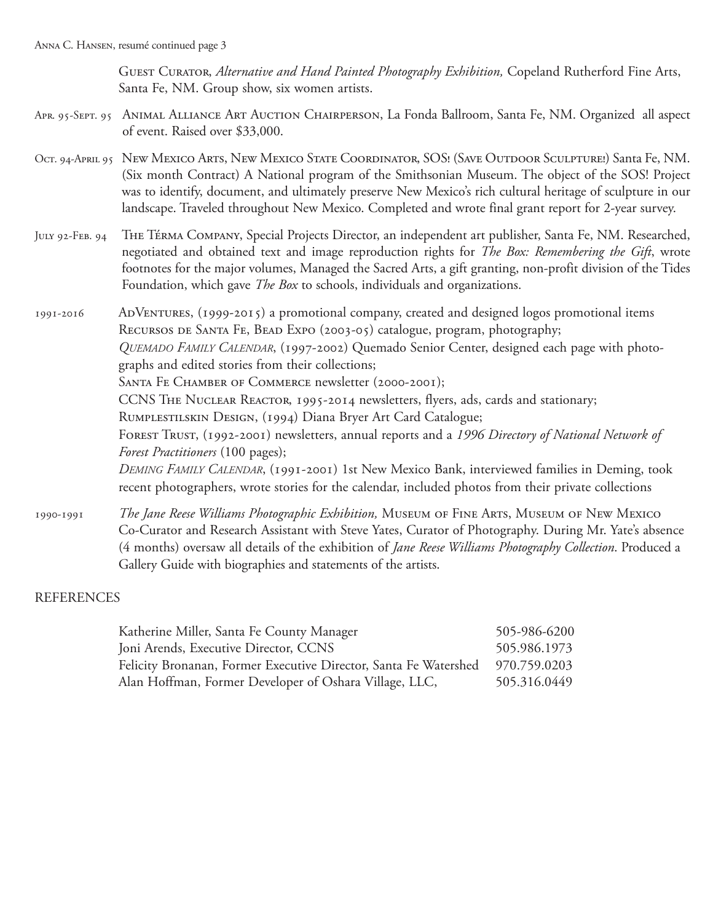Guest Curator, *Alternative and Hand Painted Photography Exhibition,* Copeland Rutherford Fine Arts, Santa Fe, NM. Group show, six women artists.

Apr. 95-Sept. 95 Animal Alliance Art Auction Chairperson, La Fonda Ballroom, Santa Fe, NM. Organized all aspect of event. Raised over $33,000.

Oct. 94-April 95 New Mexico Arts, New Mexico State Coordinator, SOS! (Save Outdoor Sculpture!) Santa Fe, NM. (Six month Contract) A National program of the Smithsonian Museum. The object of the SOS! Project was to identify, document, and ultimately preserve New Mexico's rich cultural heritage of sculpture in our landscape. Traveled throughout New Mexico. Completed and wrote final grant report for 2-year survey.

July 92-Feb. 94 The Térma Company, Special Projects Director, an independent art publisher, Santa Fe, NM. Researched, negotiated and obtained text and image reproduction rights for *The Box: Remembering the Gift*, wrote footnotes for the major volumes, Managed the Sacred Arts, a gift granting, non-profit division of the Tides Foundation, which gave *The Box* to schools, individuals and organizations.

1991-2016 AdVentures, (1999-2015) a promotional company, created and designed logos promotional items
Recursos de Santa Fe, Bead Expo (2003-05) catalogue, program, photography;
*Quemado Family Calendar*, (1997-2002) Quemado Senior Center, designed each page with photographs and edited stories from their collections;
Santa Fe Chamber of Commerce newsletter (2000-2001);
CCNS The Nuclear Reactor, 1995-2014 newsletters, flyers, ads, cards and stationary;
Rumplestilskin Design, (1994) Diana Bryer Art Card Catalogue;
Forest Trust, (1992-2001) newsletters, annual reports and a *1996 Directory of National Network of Forest Practitioners* (100 pages);
*Deming Family Calendar*, (1991-2001) 1st New Mexico Bank, interviewed families in Deming, took recent photographers, wrote stories for the calendar, included photos from their private collections

1990-1991 *The Jane Reese Williams Photographic Exhibition,* Museum of Fine Arts, Museum of New Mexico Co-Curator and Research Assistant with Steve Yates, Curator of Photography. During Mr. Yate's absence (4 months) oversaw all details of the exhibition of *Jane Reese Williams Photography Collection*. Produced a Gallery Guide with biographies and statements of the artists.

## REFERENCES

| | |
|---|---|
| Katherine Miller, Santa Fe County Manager | 505-986-6200 |
| Joni Arends, Executive Director, CCNS | 505.986.1973 |
| Felicity Bronanan, Former Executive Director, Santa Fe Watershed | 970.759.0203 |
| Alan Hoffman, Former Developer of Oshara Village, LLC, | 505.316.0449 |